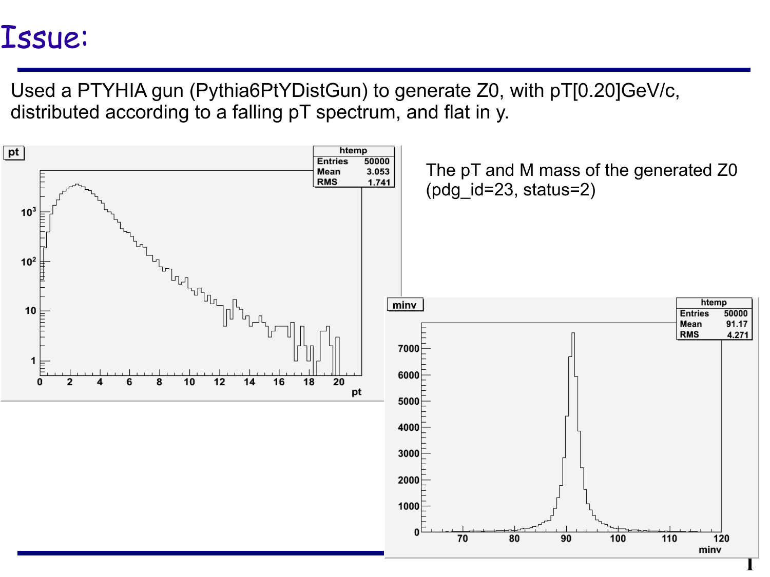# Issue:

Used a PTYHIA gun (Pythia6PtYDistGun) to generate Z0, with pT[0.20]GeV/c, distributed according to a falling pT spectrum, and flat in y.

The pT and M mass of the generated Z0 (pdg_id=23, status=2)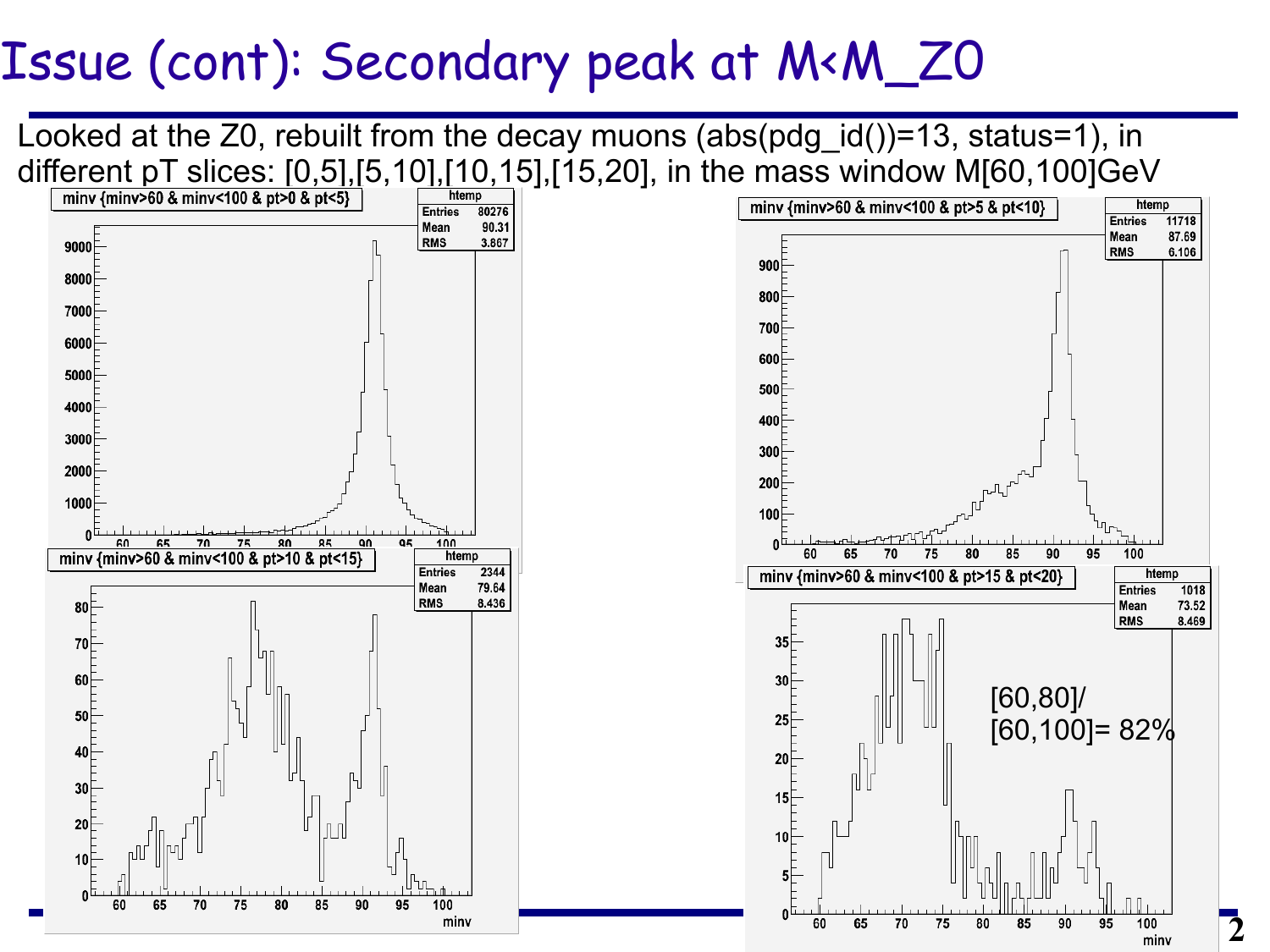# Issue (cont): Secondary peak at M<M_Z0

Looked at the Z0, rebuilt from the decay muons (abs(pdg_id())=13, status=1), in different pT slices: [0,5],[5,10],[10,15],[15,20], in the mass window M[60,100]GeV

minv {minv>60 & minv<100 & pt>0 & pt<5}

| htemp | |
|---|---|
| Entries | 80276 |
| Mean | 90.31 |
| RMS | 3.867 |

minv {minv>60 & minv<100 & pt>5 & pt<10}

| htemp | |
|---|---|
| Entries | 11718 |
| Mean | 87.69 |
| RMS | 6.106 |

minv {minv>60 & minv<100 & pt>10 & pt<15}

| htemp | |
|---|---|
| Entries | 2344 |
| Mean | 79.64 |
| RMS | 8.436 |

minv {minv>60 & minv<100 & pt>15 & pt<20}

| htemp | |
|---|---|
| Entries | 1018 |
| Mean | 73.52 |
| RMS | 8.469 |

[60,80]/
[60,100]= 82%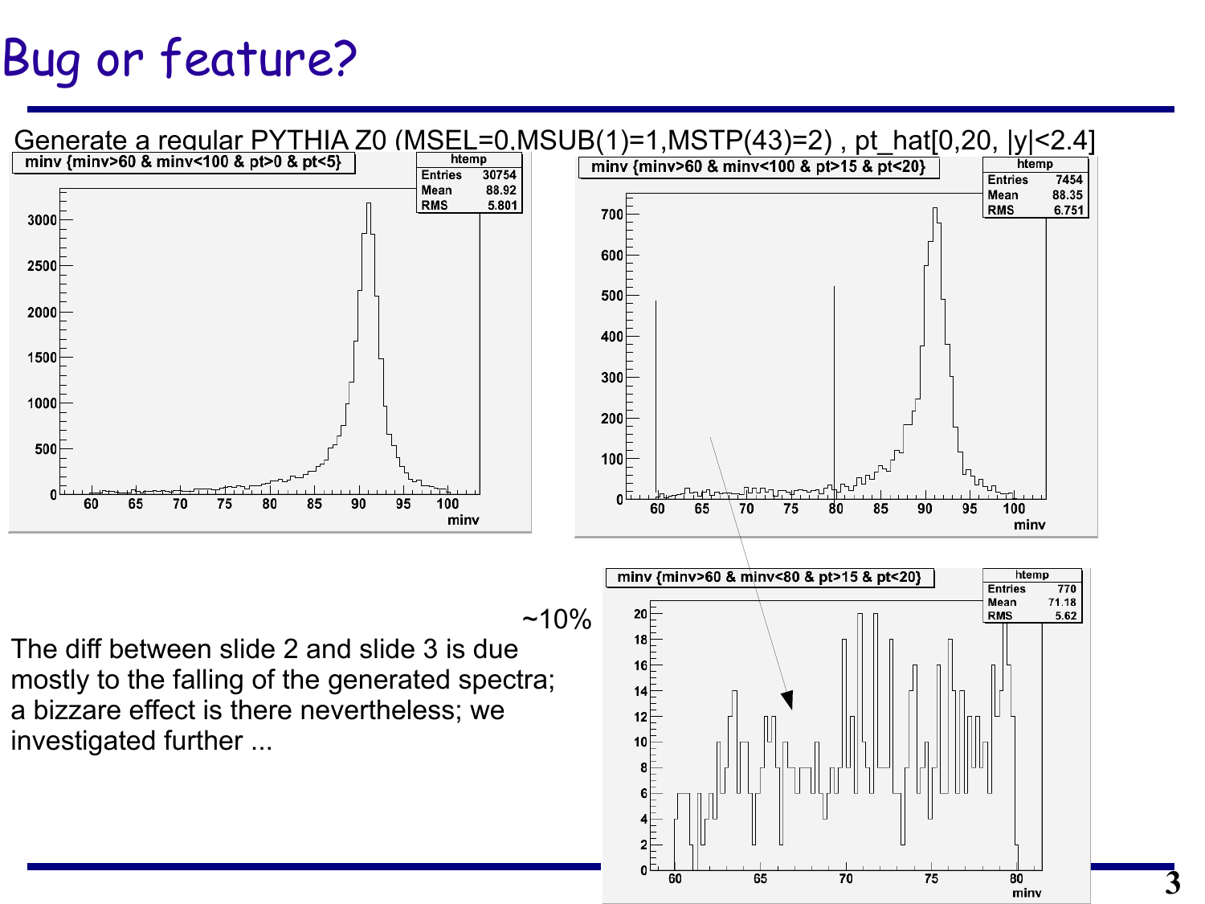# Bug or feature?

Generate a regular PYTHIA Z0 (MSEL=0,MSUB(1)=1,MSTP(43)=2) , pt_hat[0,20, |y|<2.4]

~10%

The diff between slide 2 and slide 3 is due mostly to the falling of the generated spectra; a bizzare effect is there nevertheless; we investigated further ...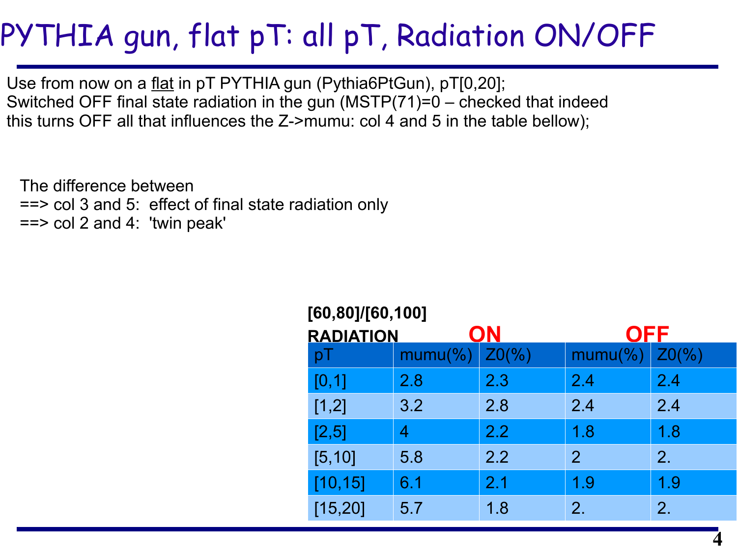# PYTHIA gun, flat pT: all pT, Radiation ON/OFF

Use from now on a <u>flat</u> in pT PYTHIA gun (Pythia6PtGun), pT[0,20];
Switched OFF final state radiation in the gun (MSTP(71)=0 – checked that indeed this turns OFF all that influences the Z->mumu: col 4 and 5 in the table bellow);

The difference between
==> col 3 and 5: effect of final state radiation only
==> col 2 and 4: 'twin peak'

**[60,80]/[60,100]**

| **RADIATION** | **ON** | | **OFF** | |
|---|---|---|---|---|
| pT | mumu(%) | Z0(%) | mumu(%) | Z0(%) |
| [0,1] | 2.8 | 2.3 | 2.4 | 2.4 |
| [1,2] | 3.2 | 2.8 | 2.4 | 2.4 |
| [2,5] | 4 | 2.2 | 1.8 | 1.8 |
| [5,10] | 5.8 | 2.2 | 2 | 2. |
| [10,15] | 6.1 | 2.1 | 1.9 | 1.9 |
| [15,20] | 5.7 | 1.8 | 2. | 2. |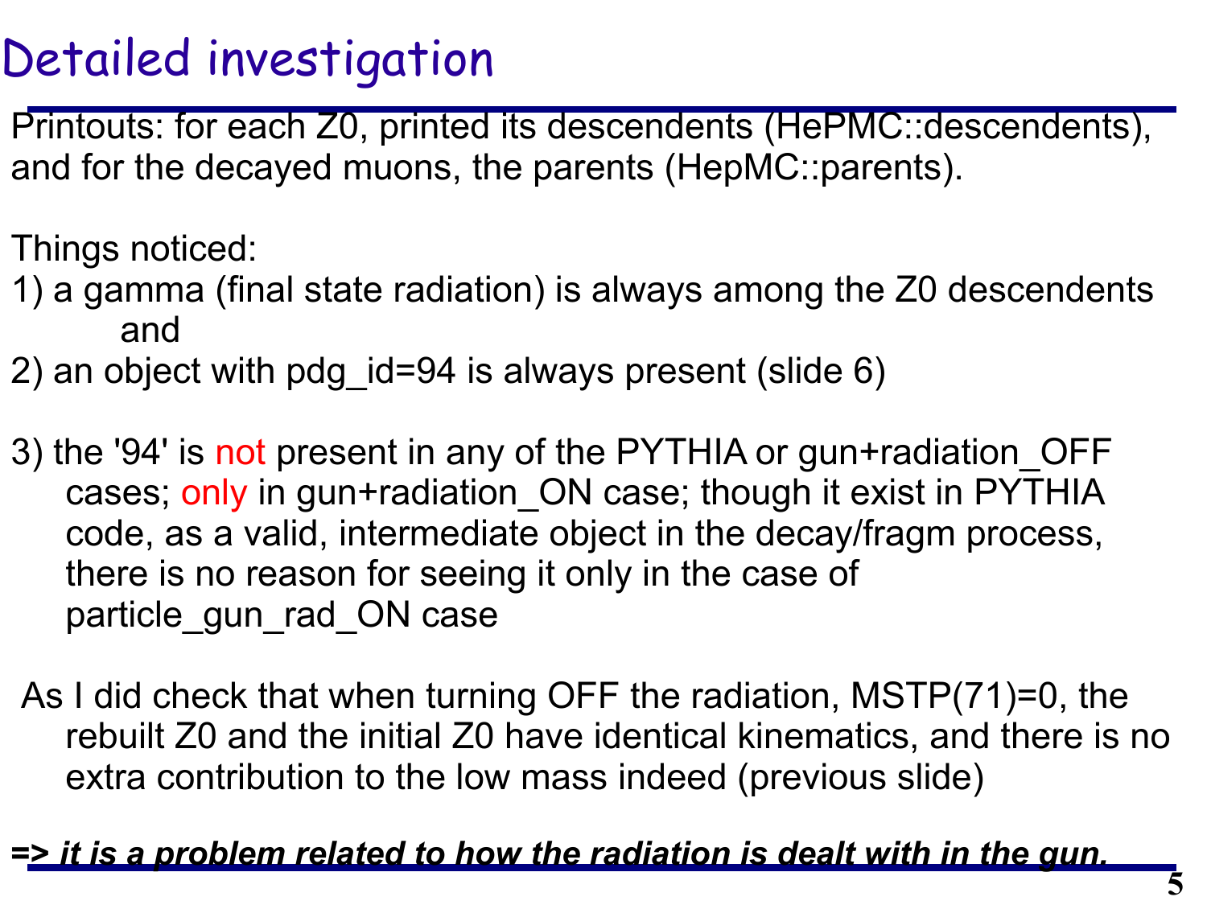# Detailed investigation

Printouts: for each Z0, printed its descendents (HePMC::descendents), and for the decayed muons, the parents (HepMC::parents).

Things noticed:

1) a gamma (final state radiation) is always among the Z0 descendents
   and
2) an object with pdg_id=94 is always present (slide 6)

3) the '94' is not present in any of the PYTHIA or gun+radiation_OFF cases; only in gun+radiation_ON case; though it exist in PYTHIA code, as a valid, intermediate object in the decay/fragm process, there is no reason for seeing it only in the case of particle_gun_rad_ON case

As I did check that when turning OFF the radiation, MSTP(71)=0, the rebuilt Z0 and the initial Z0 have identical kinematics, and there is no extra contribution to the low mass indeed (previous slide)

=> ***it is a problem related to how the radiation is dealt with in the gun.***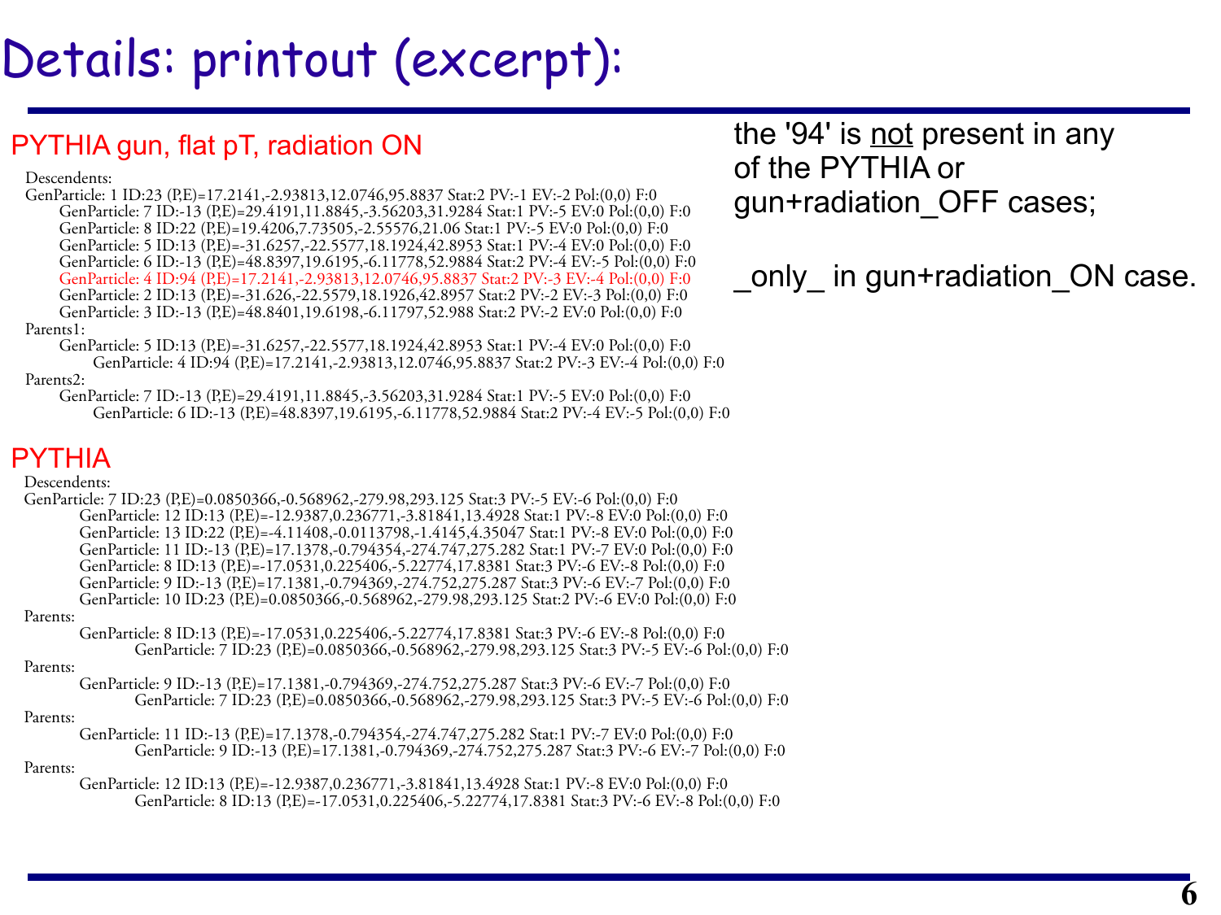# Details: printout (excerpt):

## PYTHIA gun, flat pT, radiation ON

```
Descendents:
GenParticle: 1 ID:23 (P,E)=17.2141,-2.93813,12.0746,95.8837 Stat:2 PV:-1 EV:-2 Pol:(0,0) F:0
    GenParticle: 7 ID:-13 (P,E)=29.4191,11.8845,-3.56203,31.9284 Stat:1 PV:-5 EV:0 Pol:(0,0) F:0
    GenParticle: 8 ID:22 (P,E)=19.4206,7.73505,-2.55576,21.06 Stat:1 PV:-5 EV:0 Pol:(0,0) F:0
    GenParticle: 5 ID:13 (P,E)=-31.6257,-22.5577,18.1924,42.8953 Stat:1 PV:-4 EV:0 Pol:(0,0) F:0
    GenParticle: 6 ID:-13 (P,E)=48.8397,19.6195,-6.11778,52.9884 Stat:2 PV:-4 EV:-5 Pol:(0,0) F:0
    GenParticle: 4 ID:94 (P,E)=17.2141,-2.93813,12.0746,95.8837 Stat:2 PV:-3 EV:-4 Pol:(0,0) F:0
    GenParticle: 2 ID:13 (P,E)=-31.626,-22.5579,18.1926,42.8957 Stat:2 PV:-2 EV:-3 Pol:(0,0) F:0
    GenParticle: 3 ID:-13 (P,E)=48.8401,19.6198,-6.11797,52.988 Stat:2 PV:-2 EV:0 Pol:(0,0) F:0
Parents1:
    GenParticle: 5 ID:13 (P,E)=-31.6257,-22.5577,18.1924,42.8953 Stat:1 PV:-4 EV:0 Pol:(0,0) F:0
        GenParticle: 4 ID:94 (P,E)=17.2141,-2.93813,12.0746,95.8837 Stat:2 PV:-3 EV:-4 Pol:(0,0) F:0
Parents2:
    GenParticle: 7 ID:-13 (P,E)=29.4191,11.8845,-3.56203,31.9284 Stat:1 PV:-5 EV:0 Pol:(0,0) F:0
        GenParticle: 6 ID:-13 (P,E)=48.8397,19.6195,-6.11778,52.9884 Stat:2 PV:-4 EV:-5 Pol:(0,0) F:0
```

## PYTHIA

```
Descendents:
GenParticle: 7 ID:23 (P,E)=0.0850366,-0.568962,-279.98,293.125 Stat:3 PV:-5 EV:-6 Pol:(0,0) F:0
    GenParticle: 12 ID:13 (P,E)=-12.9387,0.236771,-3.81841,13.4928 Stat:1 PV:-8 EV:0 Pol:(0,0) F:0
    GenParticle: 13 ID:22 (P,E)=-4.11408,-0.0113798,-1.4145,4.35047 Stat:1 PV:-8 EV:0 Pol:(0,0) F:0
    GenParticle: 11 ID:-13 (P,E)=17.1378,-0.794354,-274.747,275.282 Stat:1 PV:-7 EV:0 Pol:(0,0) F:0
    GenParticle: 8 ID:13 (P,E)=-17.0531,0.225406,-5.22774,17.8381 Stat:3 PV:-6 EV:-8 Pol:(0,0) F:0
    GenParticle: 9 ID:-13 (P,E)=17.1381,-0.794369,-274.752,275.287 Stat:3 PV:-6 EV:-7 Pol:(0,0) F:0
    GenParticle: 10 ID:23 (P,E)=0.0850366,-0.568962,-279.98,293.125 Stat:2 PV:-6 EV:0 Pol:(0,0) F:0
Parents:
    GenParticle: 8 ID:13 (P,E)=-17.0531,0.225406,-5.22774,17.8381 Stat:3 PV:-6 EV:-8 Pol:(0,0) F:0
        GenParticle: 7 ID:23 (P,E)=0.0850366,-0.568962,-279.98,293.125 Stat:3 PV:-5 EV:-6 Pol:(0,0) F:0
Parents:
    GenParticle: 9 ID:-13 (P,E)=17.1381,-0.794369,-274.752,275.287 Stat:3 PV:-6 EV:-7 Pol:(0,0) F:0
        GenParticle: 7 ID:23 (P,E)=0.0850366,-0.568962,-279.98,293.125 Stat:3 PV:-5 EV:-6 Pol:(0,0) F:0
Parents:
    GenParticle: 11 ID:-13 (P,E)=17.1378,-0.794354,-274.747,275.282 Stat:1 PV:-7 EV:0 Pol:(0,0) F:0
        GenParticle: 9 ID:-13 (P,E)=17.1381,-0.794369,-274.752,275.287 Stat:3 PV:-6 EV:-7 Pol:(0,0) F:0
Parents:
    GenParticle: 12 ID:13 (P,E)=-12.9387,0.236771,-3.81841,13.4928 Stat:1 PV:-8 EV:0 Pol:(0,0) F:0
        GenParticle: 8 ID:13 (P,E)=-17.0531,0.225406,-5.22774,17.8381 Stat:3 PV:-6 EV:-8 Pol:(0,0) F:0
```

the '94' is not present in any of the PYTHIA or gun+radiation_OFF cases;

_only_ in gun+radiation_ON case.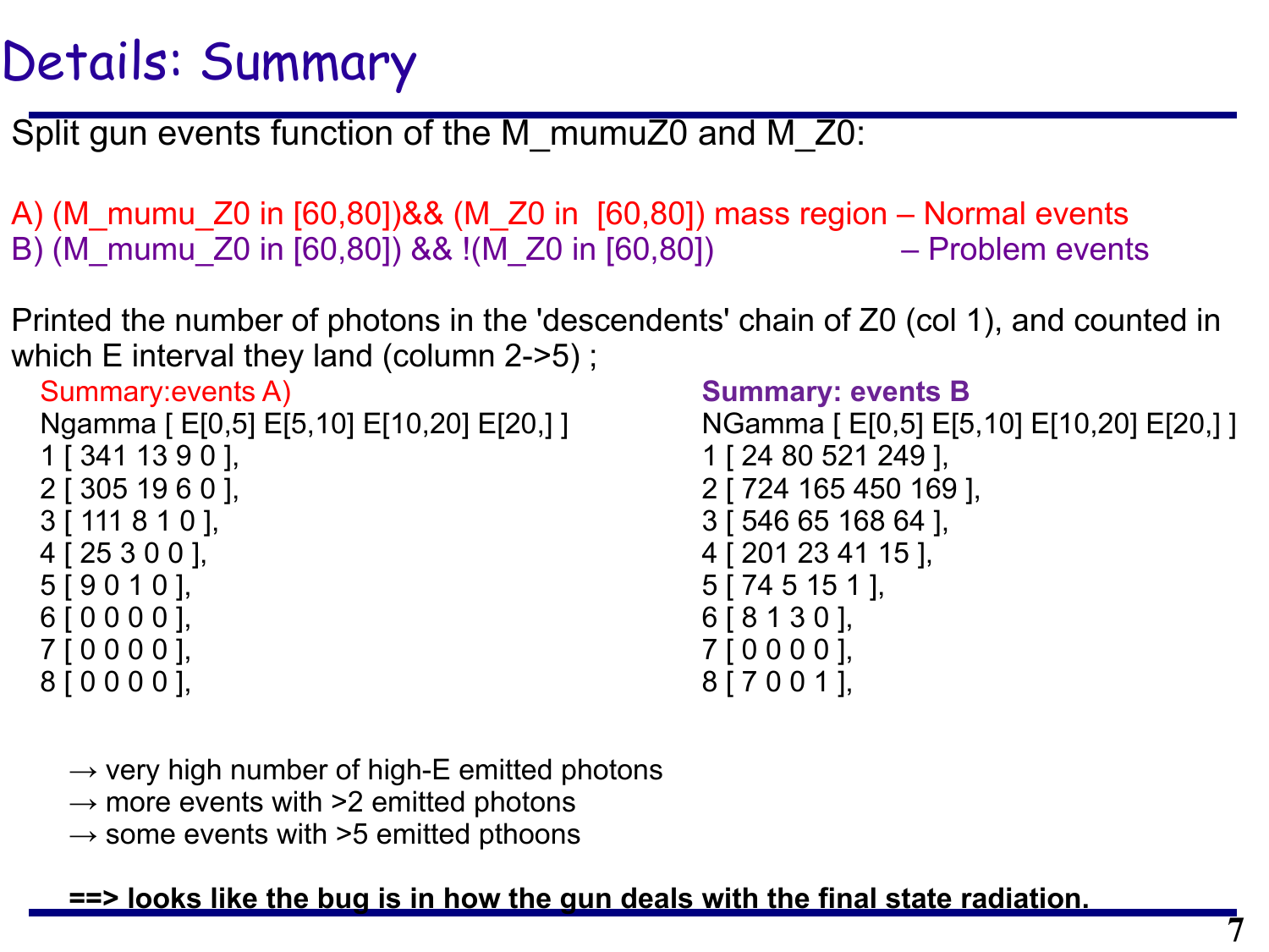# Details: Summary

Split gun events function of the M_mumuZ0 and M_Z0:

A) (M_mumu_Z0 in [60,80])&& (M_Z0 in [60,80]) mass region – Normal events
B) (M_mumu_Z0 in [60,80]) && !(M_Z0 in [60,80]) – Problem events

Printed the number of photons in the 'descendents' chain of Z0 (col 1), and counted in which E interval they land (column 2->5) ;

Summary:events A)

```
Ngamma [ E[0,5] E[5,10] E[10,20] E[20,] ]
1 [ 341 13 9 0 ],
2 [ 305 19 6 0 ],
3 [ 111 8 1 0 ],
4 [ 25 3 0 0 ],
5 [ 9 0 1 0 ],
6 [ 0 0 0 0 ],
7 [ 0 0 0 0 ],
8 [ 0 0 0 0 ],
```

**Summary: events B**

```
NGamma [ E[0,5] E[5,10] E[10,20] E[20,] ]
1 [ 24 80 521 249 ],
2 [ 724 165 450 169 ],
3 [ 546 65 168 64 ],
4 [ 201 23 41 15 ],
5 [ 74 5 15 1 ],
6 [ 8 1 3 0 ],
7 [ 0 0 0 0 ],
8 [ 7 0 0 1 ],
```

→ very high number of high-E emitted photons
→ more events with >2 emitted photons
→ some events with >5 emitted pthoons

**==> looks like the bug is in how the gun deals with the final state radiation.**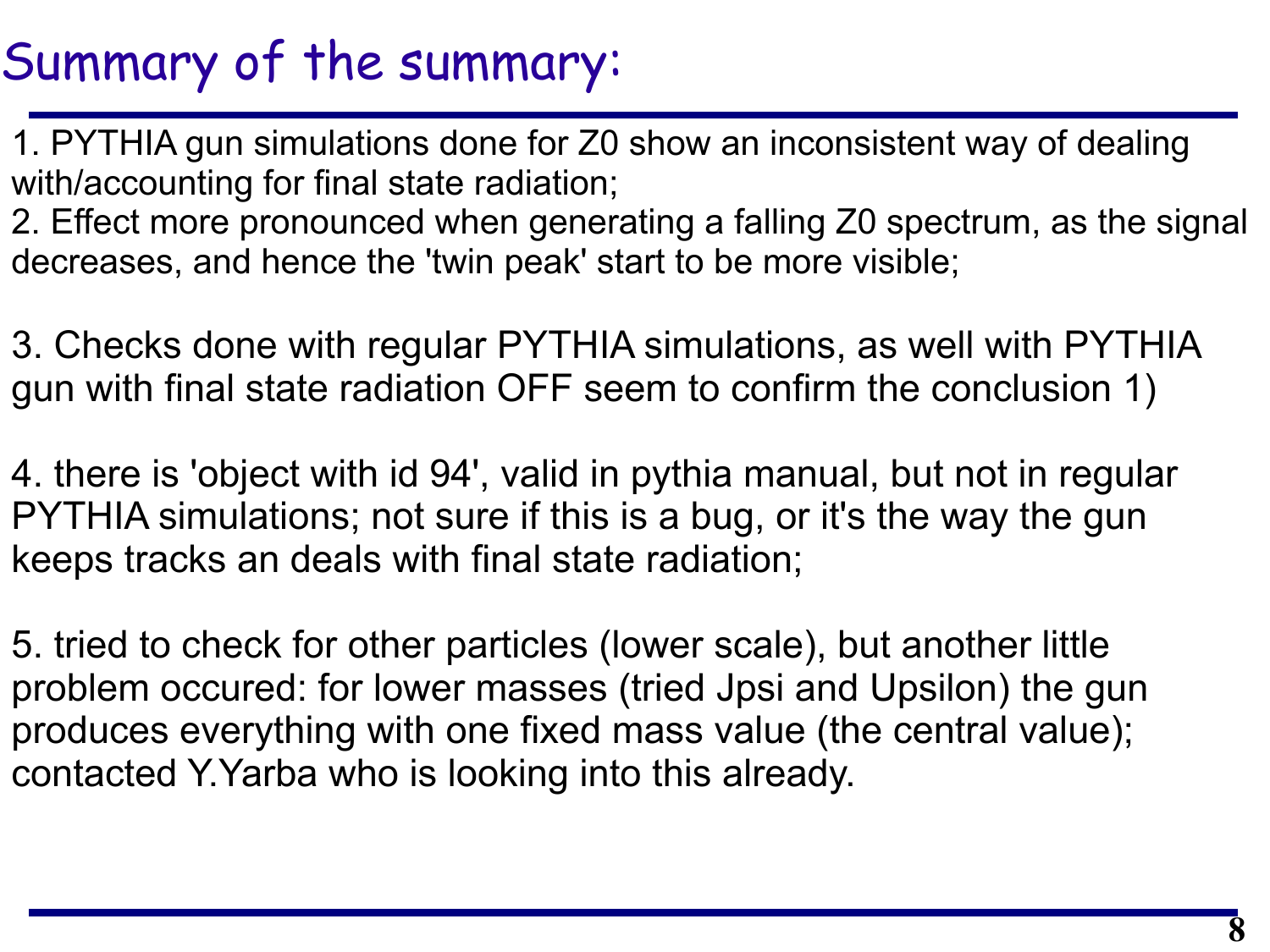# Summary of the summary:

1. PYTHIA gun simulations done for Z0 show an inconsistent way of dealing with/accounting for final state radiation;
2. Effect more pronounced when generating a falling Z0 spectrum, as the signal decreases, and hence the 'twin peak' start to be more visible;

3. Checks done with regular PYTHIA simulations, as well with PYTHIA gun with final state radiation OFF seem to confirm the conclusion 1)

4. there is 'object with id 94', valid in pythia manual, but not in regular PYTHIA simulations; not sure if this is a bug, or it's the way the gun keeps tracks an deals with final state radiation;

5. tried to check for other particles (lower scale), but another little problem occured: for lower masses (tried Jpsi and Upsilon) the gun produces everything with one fixed mass value (the central value); contacted Y.Yarba who is looking into this already.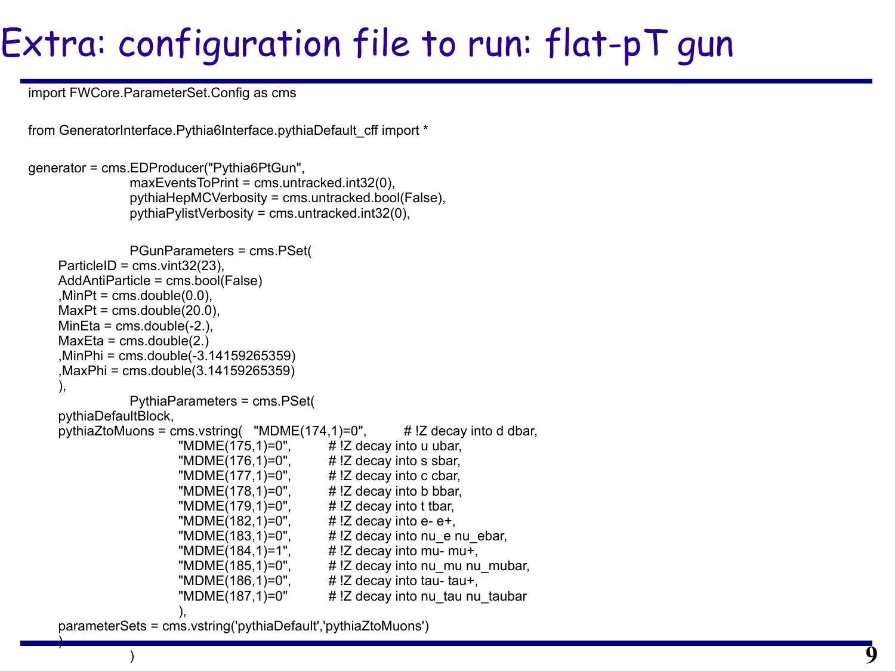# Extra: configuration file to run: flat-pT gun

```
import FWCore.ParameterSet.Config as cms

from GeneratorInterface.Pythia6Interface.pythiaDefault_cff import *

generator = cms.EDProducer("Pythia6PtGun",
                    maxEventsToPrint = cms.untracked.int32(0),
                    pythiaHepMCVerbosity = cms.untracked.bool(False),
                    pythiaPylistVerbosity = cms.untracked.int32(0),

                    PGunParameters = cms.PSet(
      ParticleID = cms.vint32(23),
      AddAntiParticle = cms.bool(False)
      ,MinPt = cms.double(0.0),
      MaxPt = cms.double(20.0),
      MinEta = cms.double(-2.),
      MaxEta = cms.double(2.)
      ,MinPhi = cms.double(-3.14159265359)
      ,MaxPhi = cms.double(3.14159265359)
      ),
                    PythiaParameters = cms.PSet(
      pythiaDefaultBlock,
      pythiaZtoMuons = cms.vstring(   "MDME(174,1)=0",          # !Z decay into d dbar,
                                "MDME(175,1)=0",          # !Z decay into u ubar,
                                "MDME(176,1)=0",          # !Z decay into s sbar,
                                "MDME(177,1)=0",          # !Z decay into c cbar,
                                "MDME(178,1)=0",          # !Z decay into b bbar,
                                "MDME(179,1)=0",          # !Z decay into t tbar,
                                "MDME(182,1)=0",          # !Z decay into e- e+,
                                "MDME(183,1)=0",          # !Z decay into nu_e nu_ebar,
                                "MDME(184,1)=1",          # !Z decay into mu- mu+,
                                "MDME(185,1)=0",          # !Z decay into nu_mu nu_mubar,
                                "MDME(186,1)=0",          # !Z decay into tau- tau+,
                                "MDME(187,1)=0"           # !Z decay into nu_tau nu_taubar
                                ),
      parameterSets = cms.vstring('pythiaDefault','pythiaZtoMuons')
      )
                    )
```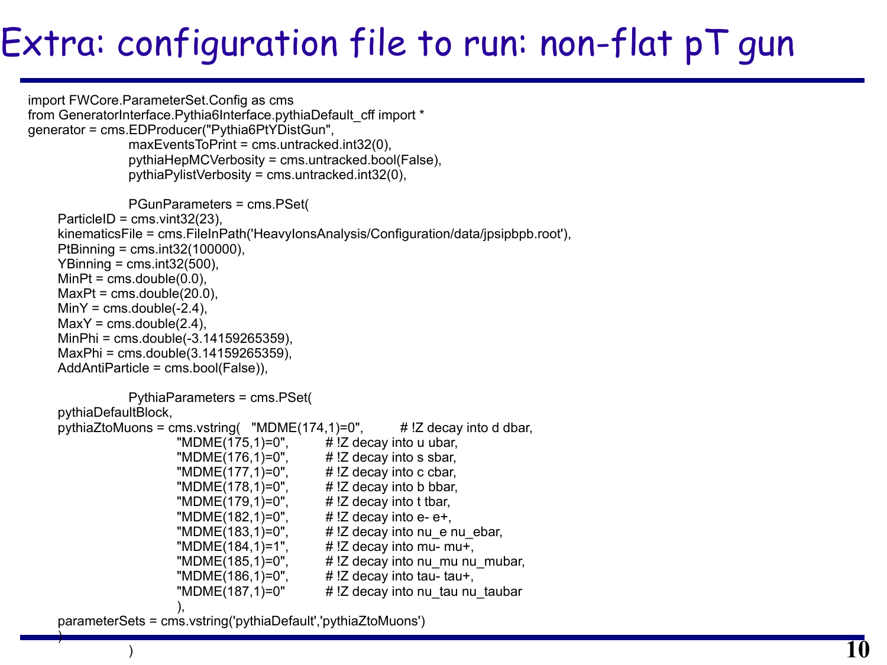# Extra: configuration file to run: non-flat pT gun

```
import FWCore.ParameterSet.Config as cms
from GeneratorInterface.Pythia6Interface.pythiaDefault_cff import *
generator = cms.EDProducer("Pythia6PtYDistGun",
                    maxEventsToPrint = cms.untracked.int32(0),
                    pythiaHepMCVerbosity = cms.untracked.bool(False),
                    pythiaPylistVerbosity = cms.untracked.int32(0),

                    PGunParameters = cms.PSet(
        ParticleID = cms.vint32(23),
        kinematicsFile = cms.FileInPath('HeavyIonsAnalysis/Configuration/data/jpsipbpb.root'),
        PtBinning = cms.int32(100000),
        YBinning = cms.int32(500),
        MinPt = cms.double(0.0),
        MaxPt = cms.double(20.0),
        MinY = cms.double(-2.4),
        MaxY = cms.double(2.4),
        MinPhi = cms.double(-3.14159265359),
        MaxPhi = cms.double(3.14159265359),
        AddAntiParticle = cms.bool(False)),

                    PythiaParameters = cms.PSet(
        pythiaDefaultBlock,
        pythiaZtoMuons = cms.vstring(   "MDME(174,1)=0",          # !Z decay into d dbar,
                                "MDME(175,1)=0",          # !Z decay into u ubar,
                                "MDME(176,1)=0",          # !Z decay into s sbar,
                                "MDME(177,1)=0",          # !Z decay into c cbar,
                                "MDME(178,1)=0",          # !Z decay into b bbar,
                                "MDME(179,1)=0",          # !Z decay into t tbar,
                                "MDME(182,1)=0",          # !Z decay into e- e+,
                                "MDME(183,1)=0",          # !Z decay into nu_e nu_ebar,
                                "MDME(184,1)=1",          # !Z decay into mu- mu+,
                                "MDME(185,1)=0",          # !Z decay into nu_mu nu_mubar,
                                "MDME(186,1)=0",          # !Z decay into tau- tau+,
                                "MDME(187,1)=0"           # !Z decay into nu_tau nu_taubar
                                ),
        parameterSets = cms.vstring('pythiaDefault','pythiaZtoMuons')
        )
                    )
```